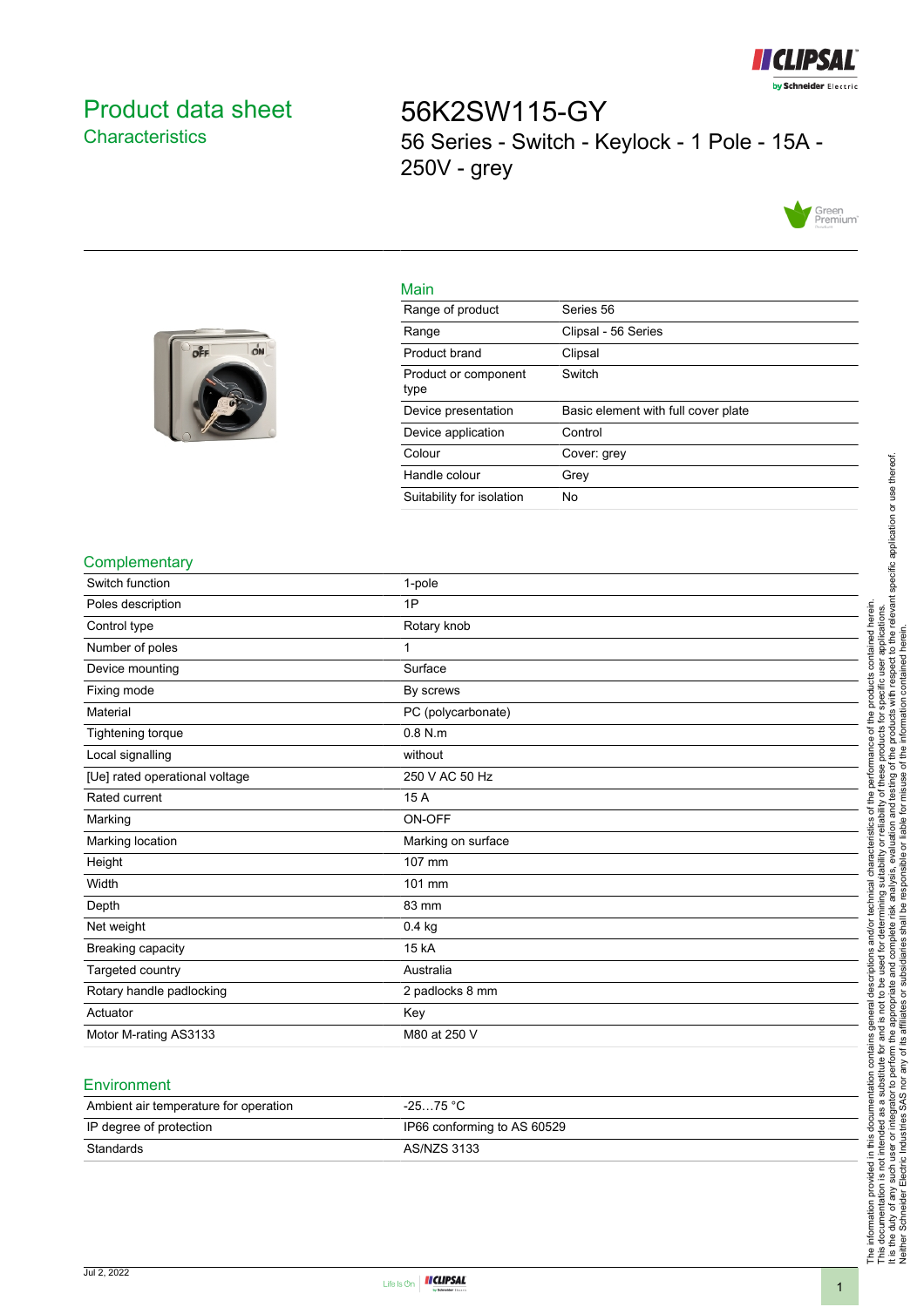# Product data sheet
## Characteristics

# 56K2SW115-GY

56 Series - Switch - Keylock - 1 Pole - 15A - 250V - grey

## Main

| | |
|---|---|
| Range of product | Series 56 |
| Range | Clipsal - 56 Series |
| Product brand | Clipsal |
| Product or component type | Switch |
| Device presentation | Basic element with full cover plate |
| Device application | Control |
| Colour | Cover: grey |
| Handle colour | Grey |
| Suitability for isolation | No |

## Complementary

| | |
|---|---|
| Switch function | 1-pole |
| Poles description | 1P |
| Control type | Rotary knob |
| Number of poles | 1 |
| Device mounting | Surface |
| Fixing mode | By screws |
| Material | PC (polycarbonate) |
| Tightening torque | 0.8 N.m |
| Local signalling | without |
| [Ue] rated operational voltage | 250 V AC 50 Hz |
| Rated current | 15 A |
| Marking | ON-OFF |
| Marking location | Marking on surface |
| Height | 107 mm |
| Width | 101 mm |
| Depth | 83 mm |
| Net weight | 0.4 kg |
| Breaking capacity | 15 kA |
| Targeted country | Australia |
| Rotary handle padlocking | 2 padlocks 8 mm |
| Actuator | Key |
| Motor M-rating AS3133 | M80 at 250 V |

## Environment

| | |
|---|---|
| Ambient air temperature for operation | -25…75 °C |
| IP degree of protection | IP66 conforming to AS 60529 |
| Standards | AS/NZS 3133 |

The information provided in this documentation contains general descriptions and/or technical characteristics of the performance of the products contained herein.
This documentation is not intended as a substitute for and is not to be used for determining suitability or reliability of these products for specific user applications.
It is the duty of any such user or integrator to perform the appropriate and complete risk analysis, evaluation and testing of the products with respect to the relevant specific application or use thereof.
Neither Schneider Electric Industries SAS nor any of its affiliates or subsidiaries shall be responsible or liable for misuse of the information contained herein.

Jul 2, 2022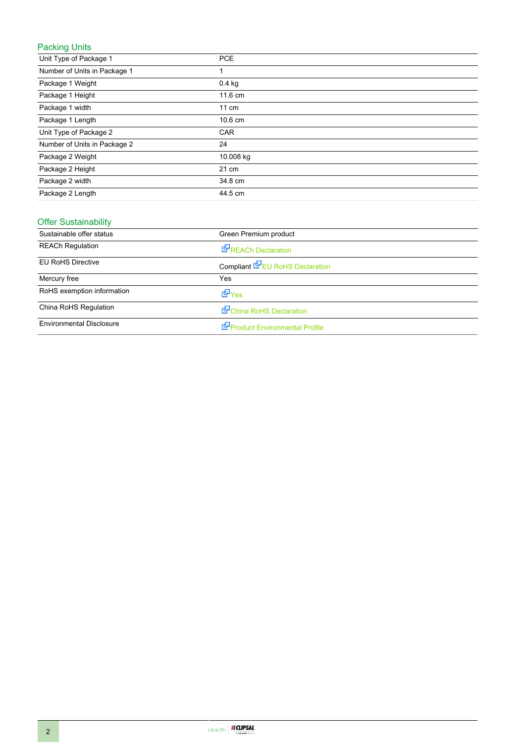## Packing Units

| | |
|---|---|
| Unit Type of Package 1 | PCE |
| Number of Units in Package 1 | 1 |
| Package 1 Weight | 0.4 kg |
| Package 1 Height | 11.6 cm |
| Package 1 width | 11 cm |
| Package 1 Length | 10.6 cm |
| Unit Type of Package 2 | CAR |
| Number of Units in Package 2 | 24 |
| Package 2 Weight | 10.008 kg |
| Package 2 Height | 21 cm |
| Package 2 width | 34.8 cm |
| Package 2 Length | 44.5 cm |

## Offer Sustainability

| | |
|---|---|
| Sustainable offer status | Green Premium product |
| REACh Regulation | REACh Declaration |
| EU RoHS Directive | Compliant EU RoHS Declaration |
| Mercury free | Yes |
| RoHS exemption information | Yes |
| China RoHS Regulation | China RoHS Declaration |
| Environmental Disclosure | Product Environmental Profile |